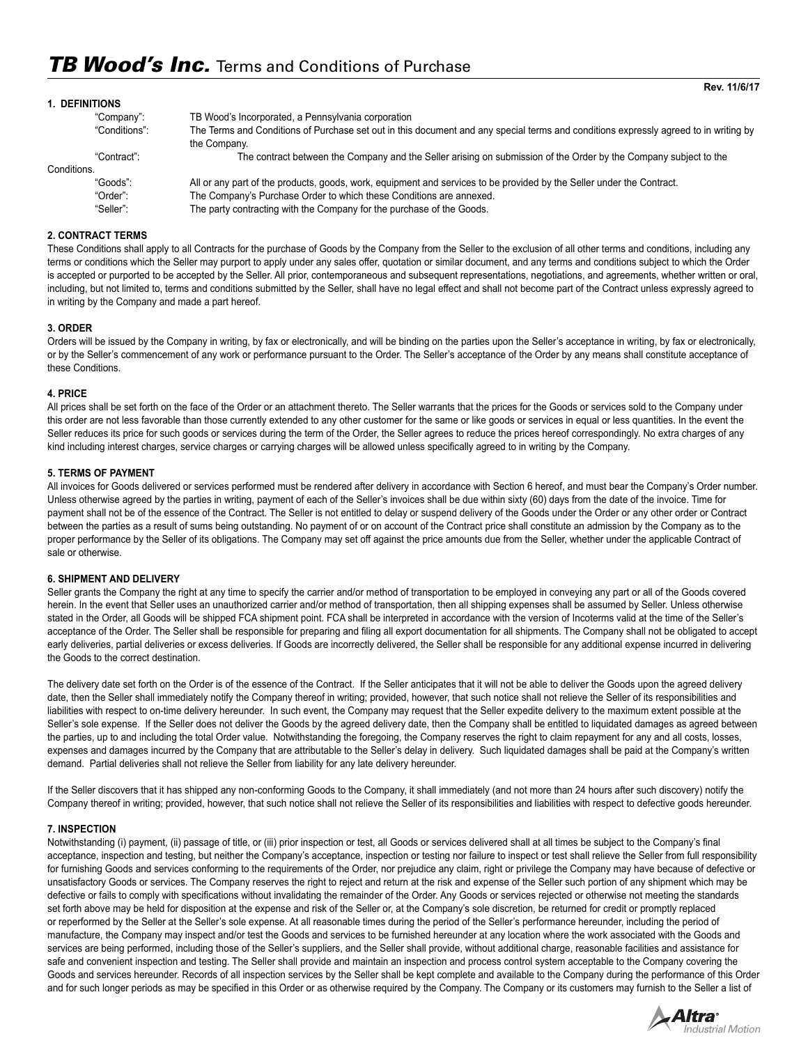# *TB Wood's Inc.* Terms and Conditions of Purchase

**Rev. 11/6/17**

**1. DEFINITIONS**

| | |
|---|---|
| "Company": | TB Wood's Incorporated, a Pennsylvania corporation |
| "Conditions": | The Terms and Conditions of Purchase set out in this document and any special terms and conditions expressly agreed to in writing by the Company. |
| "Contract": | The contract between the Company and the Seller arising on submission of the Order by the Company subject to the Conditions. |
| "Goods": | All or any part of the products, goods, work, equipment and services to be provided by the Seller under the Contract. |
| "Order": | The Company's Purchase Order to which these Conditions are annexed. |
| "Seller": | The party contracting with the Company for the purchase of the Goods. |

**2. CONTRACT TERMS**

These Conditions shall apply to all Contracts for the purchase of Goods by the Company from the Seller to the exclusion of all other terms and conditions, including any terms or conditions which the Seller may purport to apply under any sales offer, quotation or similar document, and any terms and conditions subject to which the Order is accepted or purported to be accepted by the Seller. All prior, contemporaneous and subsequent representations, negotiations, and agreements, whether written or oral, including, but not limited to, terms and conditions submitted by the Seller, shall have no legal effect and shall not become part of the Contract unless expressly agreed to in writing by the Company and made a part hereof.

**3. ORDER**

Orders will be issued by the Company in writing, by fax or electronically, and will be binding on the parties upon the Seller's acceptance in writing, by fax or electronically, or by the Seller's commencement of any work or performance pursuant to the Order. The Seller's acceptance of the Order by any means shall constitute acceptance of these Conditions.

**4. PRICE**

All prices shall be set forth on the face of the Order or an attachment thereto. The Seller warrants that the prices for the Goods or services sold to the Company under this order are not less favorable than those currently extended to any other customer for the same or like goods or services in equal or less quantities. In the event the Seller reduces its price for such goods or services during the term of the Order, the Seller agrees to reduce the prices hereof correspondingly. No extra charges of any kind including interest charges, service charges or carrying charges will be allowed unless specifically agreed to in writing by the Company.

**5. TERMS OF PAYMENT**

All invoices for Goods delivered or services performed must be rendered after delivery in accordance with Section 6 hereof, and must bear the Company's Order number. Unless otherwise agreed by the parties in writing, payment of each of the Seller's invoices shall be due within sixty (60) days from the date of the invoice. Time for payment shall not be of the essence of the Contract. The Seller is not entitled to delay or suspend delivery of the Goods under the Order or any other order or Contract between the parties as a result of sums being outstanding. No payment of or on account of the Contract price shall constitute an admission by the Company as to the proper performance by the Seller of its obligations. The Company may set off against the price amounts due from the Seller, whether under the applicable Contract of sale or otherwise.

**6. SHIPMENT AND DELIVERY**

Seller grants the Company the right at any time to specify the carrier and/or method of transportation to be employed in conveying any part or all of the Goods covered herein. In the event that Seller uses an unauthorized carrier and/or method of transportation, then all shipping expenses shall be assumed by Seller. Unless otherwise stated in the Order, all Goods will be shipped FCA shipment point. FCA shall be interpreted in accordance with the version of Incoterms valid at the time of the Seller's acceptance of the Order. The Seller shall be responsible for preparing and filing all export documentation for all shipments. The Company shall not be obligated to accept early deliveries, partial deliveries or excess deliveries. If Goods are incorrectly delivered, the Seller shall be responsible for any additional expense incurred in delivering the Goods to the correct destination.

The delivery date set forth on the Order is of the essence of the Contract. If the Seller anticipates that it will not be able to deliver the Goods upon the agreed delivery date, then the Seller shall immediately notify the Company thereof in writing; provided, however, that such notice shall not relieve the Seller of its responsibilities and liabilities with respect to on-time delivery hereunder. In such event, the Company may request that the Seller expedite delivery to the maximum extent possible at the Seller's sole expense. If the Seller does not deliver the Goods by the agreed delivery date, then the Company shall be entitled to liquidated damages as agreed between the parties, up to and including the total Order value. Notwithstanding the foregoing, the Company reserves the right to claim repayment for any and all costs, losses, expenses and damages incurred by the Company that are attributable to the Seller's delay in delivery. Such liquidated damages shall be paid at the Company's written demand. Partial deliveries shall not relieve the Seller from liability for any late delivery hereunder.

If the Seller discovers that it has shipped any non-conforming Goods to the Company, it shall immediately (and not more than 24 hours after such discovery) notify the Company thereof in writing; provided, however, that such notice shall not relieve the Seller of its responsibilities and liabilities with respect to defective goods hereunder.

**7. INSPECTION**

Notwithstanding (i) payment, (ii) passage of title, or (iii) prior inspection or test, all Goods or services delivered shall at all times be subject to the Company's final acceptance, inspection and testing, but neither the Company's acceptance, inspection or testing nor failure to inspect or test shall relieve the Seller from full responsibility for furnishing Goods and services conforming to the requirements of the Order, nor prejudice any claim, right or privilege the Company may have because of defective or unsatisfactory Goods or services. The Company reserves the right to reject and return at the risk and expense of the Seller such portion of any shipment which may be defective or fails to comply with specifications without invalidating the remainder of the Order. Any Goods or services rejected or otherwise not meeting the standards set forth above may be held for disposition at the expense and risk of the Seller or, at the Company's sole discretion, be returned for credit or promptly replaced or reperformed by the Seller at the Seller's sole expense. At all reasonable times during the period of the Seller's performance hereunder, including the period of manufacture, the Company may inspect and/or test the Goods and services to be furnished hereunder at any location where the work associated with the Goods and services are being performed, including those of the Seller's suppliers, and the Seller shall provide, without additional charge, reasonable facilities and assistance for safe and convenient inspection and testing. The Seller shall provide and maintain an inspection and process control system acceptable to the Company covering the Goods and services hereunder. Records of all inspection services by the Seller shall be kept complete and available to the Company during the performance of this Order and for such longer periods as may be specified in this Order or as otherwise required by the Company. The Company or its customers may furnish to the Seller a list of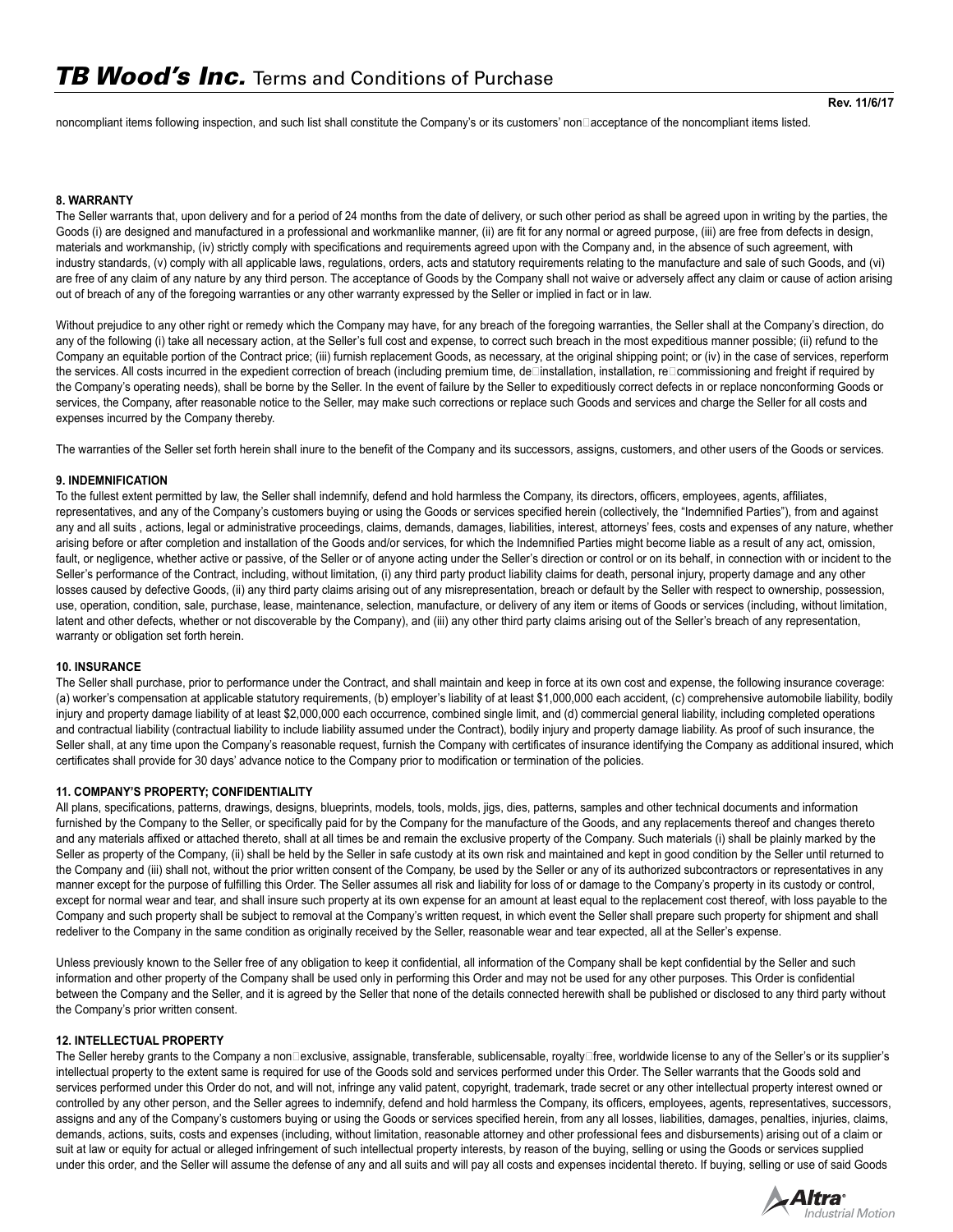noncompliant items following inspection, and such list shall constitute the Company's or its customers' non-acceptance of the noncompliant items listed.

#### 8. WARRANTY

The Seller warrants that, upon delivery and for a period of 24 months from the date of delivery, or such other period as shall be agreed upon in writing by the parties, the Goods (i) are designed and manufactured in a professional and workmanlike manner, (ii) are fit for any normal or agreed purpose, (iii) are free from defects in design, materials and workmanship, (iv) strictly comply with specifications and requirements agreed upon with the Company and, in the absence of such agreement, with industry standards, (v) comply with all applicable laws, regulations, orders, acts and statutory requirements relating to the manufacture and sale of such Goods, and (vi) are free of any claim of any nature by any third person. The acceptance of Goods by the Company shall not waive or adversely affect any claim or cause of action arising out of breach of any of the foregoing warranties or any other warranty expressed by the Seller or implied in fact or in law.

Without prejudice to any other right or remedy which the Company may have, for any breach of the foregoing warranties, the Seller shall at the Company's direction, do any of the following (i) take all necessary action, at the Seller's full cost and expense, to correct such breach in the most expeditious manner possible; (ii) refund to the Company an equitable portion of the Contract price; (iii) furnish replacement Goods, as necessary, at the original shipping point; or (iv) in the case of services, reperform the services. All costs incurred in the expedient correction of breach (including premium time, de-installation, installation, re-commissioning and freight if required by the Company's operating needs), shall be borne by the Seller. In the event of failure by the Seller to expeditiously correct defects in or replace nonconforming Goods or services, the Company, after reasonable notice to the Seller, may make such corrections or replace such Goods and services and charge the Seller for all costs and expenses incurred by the Company thereby.

The warranties of the Seller set forth herein shall inure to the benefit of the Company and its successors, assigns, customers, and other users of the Goods or services.

#### 9. INDEMNIFICATION

To the fullest extent permitted by law, the Seller shall indemnify, defend and hold harmless the Company, its directors, officers, employees, agents, affiliates, representatives, and any of the Company's customers buying or using the Goods or services specified herein (collectively, the "Indemnified Parties"), from and against any and all suits , actions, legal or administrative proceedings, claims, demands, damages, liabilities, interest, attorneys' fees, costs and expenses of any nature, whether arising before or after completion and installation of the Goods and/or services, for which the Indemnified Parties might become liable as a result of any act, omission, fault, or negligence, whether active or passive, of the Seller or of anyone acting under the Seller's direction or control or on its behalf, in connection with or incident to the Seller's performance of the Contract, including, without limitation, (i) any third party product liability claims for death, personal injury, property damage and any other losses caused by defective Goods, (ii) any third party claims arising out of any misrepresentation, breach or default by the Seller with respect to ownership, possession, use, operation, condition, sale, purchase, lease, maintenance, selection, manufacture, or delivery of any item or items of Goods or services (including, without limitation, latent and other defects, whether or not discoverable by the Company), and (iii) any other third party claims arising out of the Seller's breach of any representation, warranty or obligation set forth herein.

#### 10. INSURANCE

The Seller shall purchase, prior to performance under the Contract, and shall maintain and keep in force at its own cost and expense, the following insurance coverage: (a) worker's compensation at applicable statutory requirements, (b) employer's liability of at least $1,000,000 each accident, (c) comprehensive automobile liability, bodily injury and property damage liability of at least $2,000,000 each occurrence, combined single limit, and (d) commercial general liability, including completed operations and contractual liability (contractual liability to include liability assumed under the Contract), bodily injury and property damage liability. As proof of such insurance, the Seller shall, at any time upon the Company's reasonable request, furnish the Company with certificates of insurance identifying the Company as additional insured, which certificates shall provide for 30 days' advance notice to the Company prior to modification or termination of the policies.

#### 11. COMPANY'S PROPERTY; CONFIDENTIALITY

All plans, specifications, patterns, drawings, designs, blueprints, models, tools, molds, jigs, dies, patterns, samples and other technical documents and information furnished by the Company to the Seller, or specifically paid for by the Company for the manufacture of the Goods, and any replacements thereof and changes thereto and any materials affixed or attached thereto, shall at all times be and remain the exclusive property of the Company. Such materials (i) shall be plainly marked by the Seller as property of the Company, (ii) shall be held by the Seller in safe custody at its own risk and maintained and kept in good condition by the Seller until returned to the Company and (iii) shall not, without the prior written consent of the Company, be used by the Seller or any of its authorized subcontractors or representatives in any manner except for the purpose of fulfilling this Order. The Seller assumes all risk and liability for loss of or damage to the Company's property in its custody or control, except for normal wear and tear, and shall insure such property at its own expense for an amount at least equal to the replacement cost thereof, with loss payable to the Company and such property shall be subject to removal at the Company's written request, in which event the Seller shall prepare such property for shipment and shall redeliver to the Company in the same condition as originally received by the Seller, reasonable wear and tear expected, all at the Seller's expense.

Unless previously known to the Seller free of any obligation to keep it confidential, all information of the Company shall be kept confidential by the Seller and such information and other property of the Company shall be used only in performing this Order and may not be used for any other purposes. This Order is confidential between the Company and the Seller, and it is agreed by the Seller that none of the details connected herewith shall be published or disclosed to any third party without the Company's prior written consent.

#### 12. INTELLECTUAL PROPERTY

The Seller hereby grants to the Company a non-exclusive, assignable, transferable, sublicensable, royalty-free, worldwide license to any of the Seller's or its supplier's intellectual property to the extent same is required for use of the Goods sold and services performed under this Order. The Seller warrants that the Goods sold and services performed under this Order do not, and will not, infringe any valid patent, copyright, trademark, trade secret or any other intellectual property interest owned or controlled by any other person, and the Seller agrees to indemnify, defend and hold harmless the Company, its officers, employees, agents, representatives, successors, assigns and any of the Company's customers buying or using the Goods or services specified herein, from any all losses, liabilities, damages, penalties, injuries, claims, demands, actions, suits, costs and expenses (including, without limitation, reasonable attorney and other professional fees and disbursements) arising out of a claim or suit at law or equity for actual or alleged infringement of such intellectual property interests, by reason of the buying, selling or using the Goods or services supplied under this order, and the Seller will assume the defense of any and all suits and will pay all costs and expenses incidental thereto. If buying, selling or use of said Goods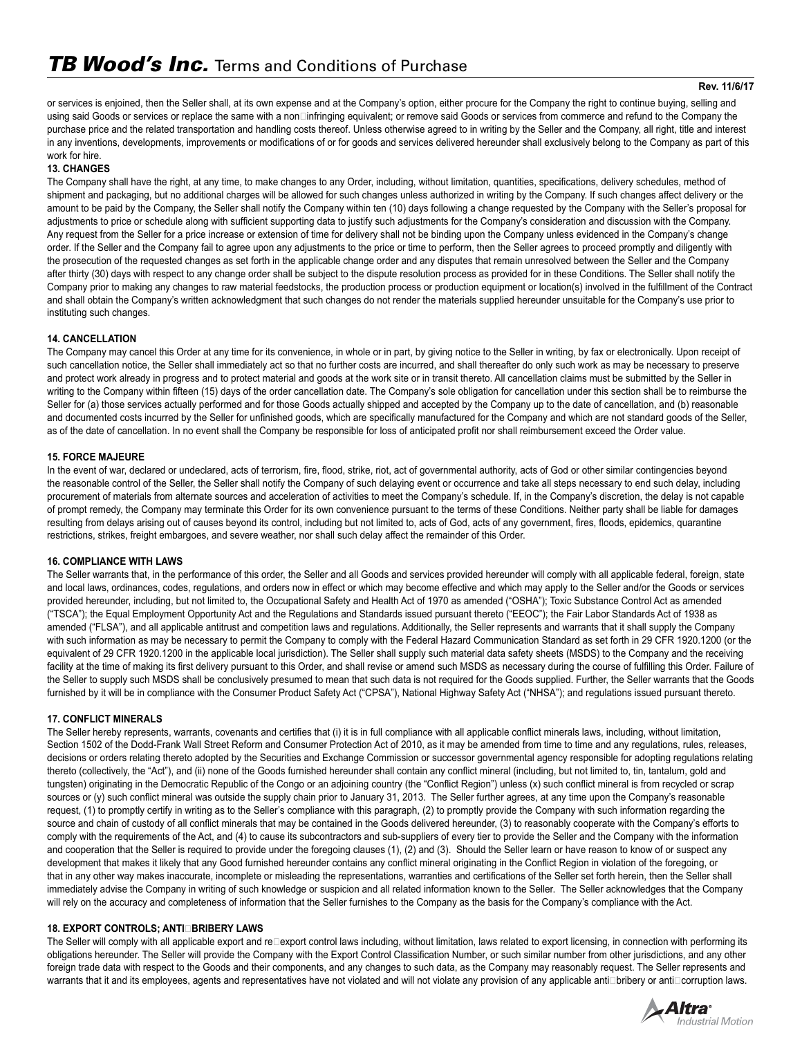or services is enjoined, then the Seller shall, at its own expense and at the Company's option, either procure for the Company the right to continue buying, selling and using said Goods or services or replace the same with a non-infringing equivalent; or remove said Goods or services from commerce and refund to the Company the purchase price and the related transportation and handling costs thereof. Unless otherwise agreed to in writing by the Seller and the Company, all right, title and interest in any inventions, developments, improvements or modifications of or for goods and services delivered hereunder shall exclusively belong to the Company as part of this work for hire.

**13. CHANGES**

The Company shall have the right, at any time, to make changes to any Order, including, without limitation, quantities, specifications, delivery schedules, method of shipment and packaging, but no additional charges will be allowed for such changes unless authorized in writing by the Company. If such changes affect delivery or the amount to be paid by the Company, the Seller shall notify the Company within ten (10) days following a change requested by the Company with the Seller's proposal for adjustments to price or schedule along with sufficient supporting data to justify such adjustments for the Company's consideration and discussion with the Company. Any request from the Seller for a price increase or extension of time for delivery shall not be binding upon the Company unless evidenced in the Company's change order. If the Seller and the Company fail to agree upon any adjustments to the price or time to perform, then the Seller agrees to proceed promptly and diligently with the prosecution of the requested changes as set forth in the applicable change order and any disputes that remain unresolved between the Seller and the Company after thirty (30) days with respect to any change order shall be subject to the dispute resolution process as provided for in these Conditions. The Seller shall notify the Company prior to making any changes to raw material feedstocks, the production process or production equipment or location(s) involved in the fulfillment of the Contract and shall obtain the Company's written acknowledgment that such changes do not render the materials supplied hereunder unsuitable for the Company's use prior to instituting such changes.

**14. CANCELLATION**

The Company may cancel this Order at any time for its convenience, in whole or in part, by giving notice to the Seller in writing, by fax or electronically. Upon receipt of such cancellation notice, the Seller shall immediately act so that no further costs are incurred, and shall thereafter do only such work as may be necessary to preserve and protect work already in progress and to protect material and goods at the work site or in transit thereto. All cancellation claims must be submitted by the Seller in writing to the Company within fifteen (15) days of the order cancellation date. The Company's sole obligation for cancellation under this section shall be to reimburse the Seller for (a) those services actually performed and for those Goods actually shipped and accepted by the Company up to the date of cancellation, and (b) reasonable and documented costs incurred by the Seller for unfinished goods, which are specifically manufactured for the Company and which are not standard goods of the Seller, as of the date of cancellation. In no event shall the Company be responsible for loss of anticipated profit nor shall reimbursement exceed the Order value.

**15. FORCE MAJEURE**

In the event of war, declared or undeclared, acts of terrorism, fire, flood, strike, riot, act of governmental authority, acts of God or other similar contingencies beyond the reasonable control of the Seller, the Seller shall notify the Company of such delaying event or occurrence and take all steps necessary to end such delay, including procurement of materials from alternate sources and acceleration of activities to meet the Company's schedule. If, in the Company's discretion, the delay is not capable of prompt remedy, the Company may terminate this Order for its own convenience pursuant to the terms of these Conditions. Neither party shall be liable for damages resulting from delays arising out of causes beyond its control, including but not limited to, acts of God, acts of any government, fires, floods, epidemics, quarantine restrictions, strikes, freight embargoes, and severe weather, nor shall such delay affect the remainder of this Order.

**16. COMPLIANCE WITH LAWS**

The Seller warrants that, in the performance of this order, the Seller and all Goods and services provided hereunder will comply with all applicable federal, foreign, state and local laws, ordinances, codes, regulations, and orders now in effect or which may become effective and which may apply to the Seller and/or the Goods or services provided hereunder, including, but not limited to, the Occupational Safety and Health Act of 1970 as amended ("OSHA"); Toxic Substance Control Act as amended ("TSCA"); the Equal Employment Opportunity Act and the Regulations and Standards issued pursuant thereto ("EEOC"); the Fair Labor Standards Act of 1938 as amended ("FLSA"), and all applicable antitrust and competition laws and regulations. Additionally, the Seller represents and warrants that it shall supply the Company with such information as may be necessary to permit the Company to comply with the Federal Hazard Communication Standard as set forth in 29 CFR 1920.1200 (or the equivalent of 29 CFR 1920.1200 in the applicable local jurisdiction). The Seller shall supply such material data safety sheets (MSDS) to the Company and the receiving facility at the time of making its first delivery pursuant to this Order, and shall revise or amend such MSDS as necessary during the course of fulfilling this Order. Failure of the Seller to supply such MSDS shall be conclusively presumed to mean that such data is not required for the Goods supplied. Further, the Seller warrants that the Goods furnished by it will be in compliance with the Consumer Product Safety Act ("CPSA"), National Highway Safety Act ("NHSA"); and regulations issued pursuant thereto.

**17. CONFLICT MINERALS**

The Seller hereby represents, warrants, covenants and certifies that (i) it is in full compliance with all applicable conflict minerals laws, including, without limitation, Section 1502 of the Dodd-Frank Wall Street Reform and Consumer Protection Act of 2010, as it may be amended from time to time and any regulations, rules, releases, decisions or orders relating thereto adopted by the Securities and Exchange Commission or successor governmental agency responsible for adopting regulations relating thereto (collectively, the "Act"), and (ii) none of the Goods furnished hereunder shall contain any conflict mineral (including, but not limited to, tin, tantalum, gold and tungsten) originating in the Democratic Republic of the Congo or an adjoining country (the "Conflict Region") unless (x) such conflict mineral is from recycled or scrap sources or (y) such conflict mineral was outside the supply chain prior to January 31, 2013. The Seller further agrees, at any time upon the Company's reasonable request, (1) to promptly certify in writing as to the Seller's compliance with this paragraph, (2) to promptly provide the Company with such information regarding the source and chain of custody of all conflict minerals that may be contained in the Goods delivered hereunder, (3) to reasonably cooperate with the Company's efforts to comply with the requirements of the Act, and (4) to cause its subcontractors and sub-suppliers of every tier to provide the Seller and the Company with the information and cooperation that the Seller is required to provide under the foregoing clauses (1), (2) and (3). Should the Seller learn or have reason to know of or suspect any development that makes it likely that any Good furnished hereunder contains any conflict mineral originating in the Conflict Region in violation of the foregoing, or that in any other way makes inaccurate, incomplete or misleading the representations, warranties and certifications of the Seller set forth herein, then the Seller shall immediately advise the Company in writing of such knowledge or suspicion and all related information known to the Seller. The Seller acknowledges that the Company will rely on the accuracy and completeness of information that the Seller furnishes to the Company as the basis for the Company's compliance with the Act.

**18. EXPORT CONTROLS; ANTI-BRIBERY LAWS**

The Seller will comply with all applicable export and re-export control laws including, without limitation, laws related to export licensing, in connection with performing its obligations hereunder. The Seller will provide the Company with the Export Control Classification Number, or such similar number from other jurisdictions, and any other foreign trade data with respect to the Goods and their components, and any changes to such data, as the Company may reasonably request. The Seller represents and warrants that it and its employees, agents and representatives have not violated and will not violate any provision of any applicable anti-bribery or anti-corruption laws.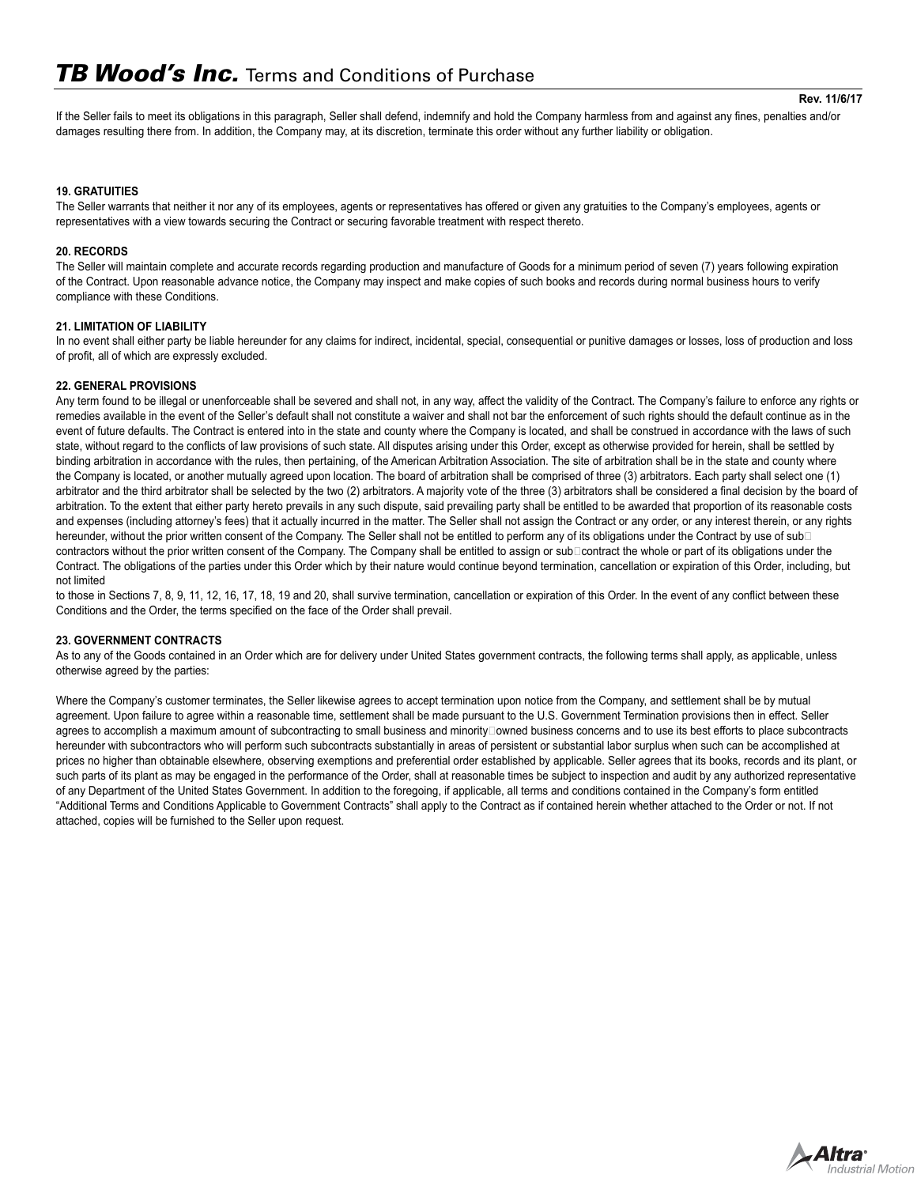If the Seller fails to meet its obligations in this paragraph, Seller shall defend, indemnify and hold the Company harmless from and against any fines, penalties and/or damages resulting there from. In addition, the Company may, at its discretion, terminate this order without any further liability or obligation.

**19. GRATUITIES**

The Seller warrants that neither it nor any of its employees, agents or representatives has offered or given any gratuities to the Company's employees, agents or representatives with a view towards securing the Contract or securing favorable treatment with respect thereto.

**20. RECORDS**

The Seller will maintain complete and accurate records regarding production and manufacture of Goods for a minimum period of seven (7) years following expiration of the Contract. Upon reasonable advance notice, the Company may inspect and make copies of such books and records during normal business hours to verify compliance with these Conditions.

**21. LIMITATION OF LIABILITY**

In no event shall either party be liable hereunder for any claims for indirect, incidental, special, consequential or punitive damages or losses, loss of production and loss of profit, all of which are expressly excluded.

**22. GENERAL PROVISIONS**

Any term found to be illegal or unenforceable shall be severed and shall not, in any way, affect the validity of the Contract. The Company's failure to enforce any rights or remedies available in the event of the Seller's default shall not constitute a waiver and shall not bar the enforcement of such rights should the default continue as in the event of future defaults. The Contract is entered into in the state and county where the Company is located, and shall be construed in accordance with the laws of such state, without regard to the conflicts of law provisions of such state. All disputes arising under this Order, except as otherwise provided for herein, shall be settled by binding arbitration in accordance with the rules, then pertaining, of the American Arbitration Association. The site of arbitration shall be in the state and county where the Company is located, or another mutually agreed upon location. The board of arbitration shall be comprised of three (3) arbitrators. Each party shall select one (1) arbitrator and the third arbitrator shall be selected by the two (2) arbitrators. A majority vote of the three (3) arbitrators shall be considered a final decision by the board of arbitration. To the extent that either party hereto prevails in any such dispute, said prevailing party shall be entitled to be awarded that proportion of its reasonable costs and expenses (including attorney's fees) that it actually incurred in the matter. The Seller shall not assign the Contract or any order, or any interest therein, or any rights hereunder, without the prior written consent of the Company. The Seller shall not be entitled to perform any of its obligations under the Contract by use of sub-contractors without the prior written consent of the Company. The Company shall be entitled to assign or sub-contract the whole or part of its obligations under the Contract. The obligations of the parties under this Order which by their nature would continue beyond termination, cancellation or expiration of this Order, including, but not limited
to those in Sections 7, 8, 9, 11, 12, 16, 17, 18, 19 and 20, shall survive termination, cancellation or expiration of this Order. In the event of any conflict between these Conditions and the Order, the terms specified on the face of the Order shall prevail.

**23. GOVERNMENT CONTRACTS**

As to any of the Goods contained in an Order which are for delivery under United States government contracts, the following terms shall apply, as applicable, unless otherwise agreed by the parties:

Where the Company's customer terminates, the Seller likewise agrees to accept termination upon notice from the Company, and settlement shall be by mutual agreement. Upon failure to agree within a reasonable time, settlement shall be made pursuant to the U.S. Government Termination provisions then in effect. Seller agrees to accomplish a maximum amount of subcontracting to small business and minority-owned business concerns and to use its best efforts to place subcontracts hereunder with subcontractors who will perform such subcontracts substantially in areas of persistent or substantial labor surplus when such can be accomplished at prices no higher than obtainable elsewhere, observing exemptions and preferential order established by applicable. Seller agrees that its books, records and its plant, or such parts of its plant as may be engaged in the performance of the Order, shall at reasonable times be subject to inspection and audit by any authorized representative of any Department of the United States Government. In addition to the foregoing, if applicable, all terms and conditions contained in the Company's form entitled "Additional Terms and Conditions Applicable to Government Contracts" shall apply to the Contract as if contained herein whether attached to the Order or not. If not attached, copies will be furnished to the Seller upon request.